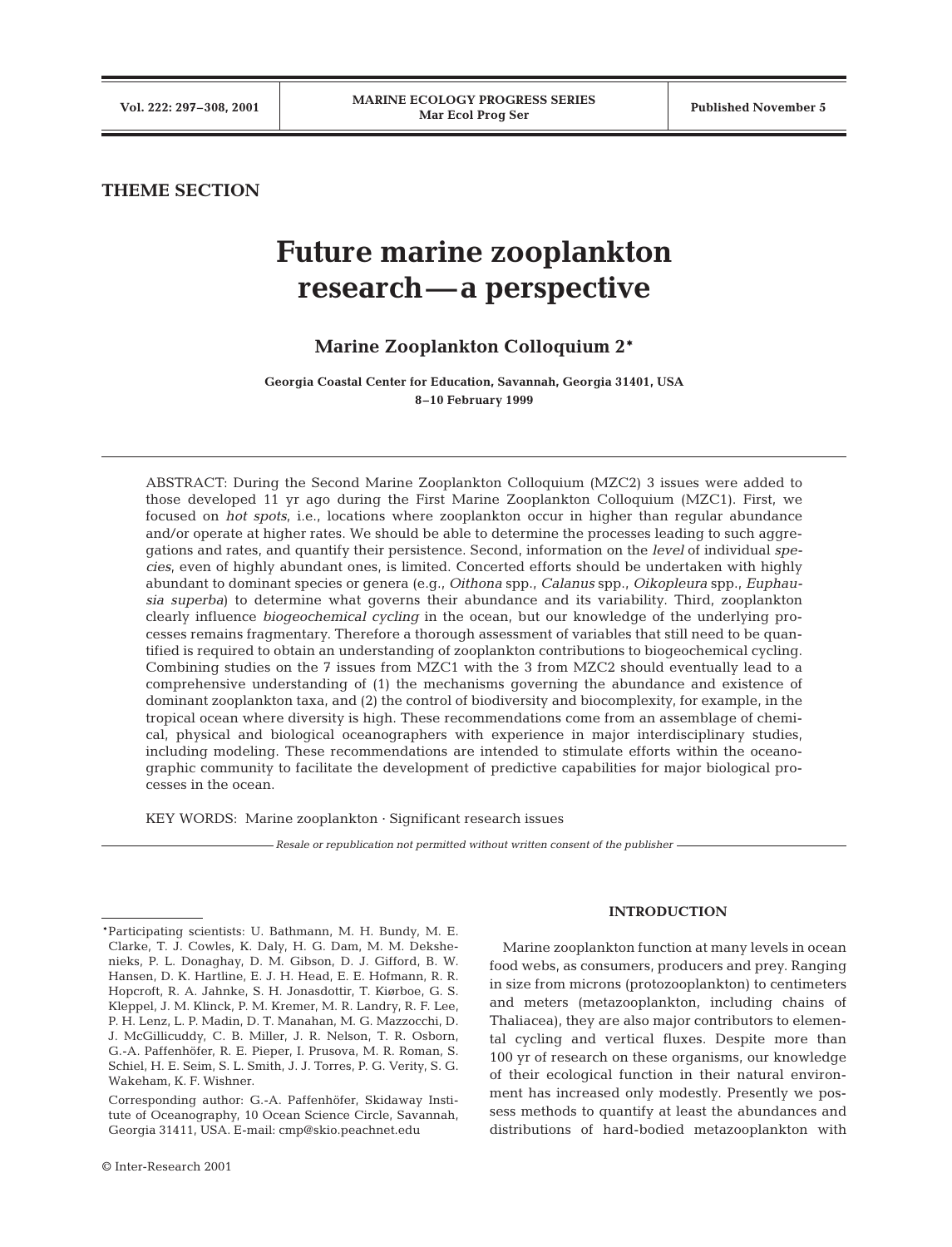THEME SECTION

# Future marine zooplankton research — a perspective

**Marine Zooplankton Colloquium 2***

**Georgia Coastal Center for Education, Savannah, Georgia 31401, USA**
**8–10 February 1999**

ABSTRACT: During the Second Marine Zooplankton Colloquium (MZC2) 3 issues were added to those developed 11 yr ago during the First Marine Zooplankton Colloquium (MZC1). First, we focused on *hot spots*, i.e., locations where zooplankton occur in higher than regular abundance and/or operate at higher rates. We should be able to determine the processes leading to such aggregations and rates, and quantify their persistence. Second, information on the *level* of individual *species*, even of highly abundant ones, is limited. Concerted efforts should be undertaken with highly abundant to dominant species or genera (e.g., *Oithona* spp., *Calanus* spp., *Oikopleura* spp., *Euphausia superba*) to determine what governs their abundance and its variability. Third, zooplankton clearly influence *biogeochemical cycling* in the ocean, but our knowledge of the underlying processes remains fragmentary. Therefore a thorough assessment of variables that still need to be quantified is required to obtain an understanding of zooplankton contributions to biogeochemical cycling. Combining studies on the 7 issues from MZC1 with the 3 from MZC2 should eventually lead to a comprehensive understanding of (1) the mechanisms governing the abundance and existence of dominant zooplankton taxa, and (2) the control of biodiversity and biocomplexity, for example, in the tropical ocean where diversity is high. These recommendations come from an assemblage of chemical, physical and biological oceanographers with experience in major interdisciplinary studies, including modeling. These recommendations are intended to stimulate efforts within the oceanographic community to facilitate the development of predictive capabilities for major biological processes in the ocean.

KEY WORDS: Marine zooplankton · Significant research issues

*Resale or republication not permitted without written consent of the publisher*

## INTRODUCTION

Marine zooplankton function at many levels in ocean food webs, as consumers, producers and prey. Ranging in size from microns (protozooplankton) to centimeters and meters (metazooplankton, including chains of Thaliacea), they are also major contributors to elemental cycling and vertical fluxes. Despite more than 100 yr of research on these organisms, our knowledge of their ecological function in their natural environment has increased only modestly. Presently we possess methods to quantify at least the abundances and distributions of hard-bodied metazooplankton with

*Participating scientists: U. Bathmann, M. H. Bundy, M. E. Clarke, T. J. Cowles, K. Daly, H. G. Dam, M. M. Dekshenieks, P. L. Donaghay, D. M. Gibson, D. J. Gifford, B. W. Hansen, D. K. Hartline, E. J. H. Head, E. E. Hofmann, R. R. Hopcroft, R. A. Jahnke, S. H. Jonasdottir, T. Kiørboe, G. S. Kleppel, J. M. Klinck, P. M. Kremer, M. R. Landry, R. F. Lee, P. H. Lenz, L. P. Madin, D. T. Manahan, M. G. Mazzocchi, D. J. McGillicuddy, C. B. Miller, J. R. Nelson, T. R. Osborn, G.-A. Paffenhöfer, R. E. Pieper, I. Prusova, M. R. Roman, S. Schiel, H. E. Seim, S. L. Smith, J. J. Torres, P. G. Verity, S. G. Wakeham, K. F. Wishner.

Corresponding author: G.-A. Paffenhöfer, Skidaway Institute of Oceanography, 10 Ocean Science Circle, Savannah, Georgia 31411, USA. E-mail: cmp@skio.peachnet.edu

© Inter-Research 2001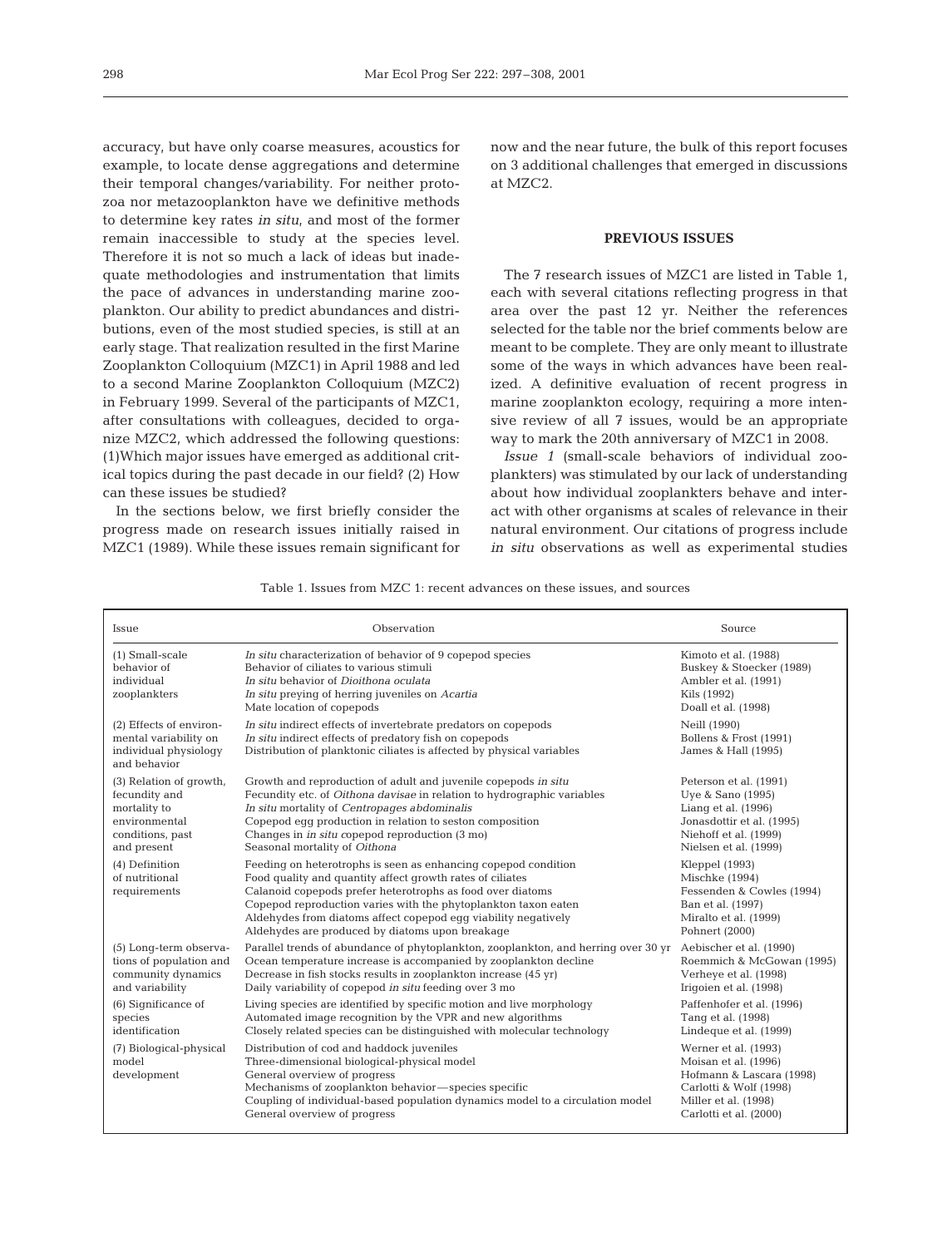accuracy, but have only coarse measures, acoustics for example, to locate dense aggregations and determine their temporal changes/variability. For neither protozoa nor metazooplankton have we definitive methods to determine key rates *in situ*, and most of the former remain inaccessible to study at the species level. Therefore it is not so much a lack of ideas but inadequate methodologies and instrumentation that limits the pace of advances in understanding marine zooplankton. Our ability to predict abundances and distributions, even of the most studied species, is still at an early stage. That realization resulted in the first Marine Zooplankton Colloquium (MZC1) in April 1988 and led to a second Marine Zooplankton Colloquium (MZC2) in February 1999. Several of the participants of MZC1, after consultations with colleagues, decided to organize MZC2, which addressed the following questions: (1)Which major issues have emerged as additional critical topics during the past decade in our field? (2) How can these issues be studied?

In the sections below, we first briefly consider the progress made on research issues initially raised in MZC1 (1989). While these issues remain significant for now and the near future, the bulk of this report focuses on 3 additional challenges that emerged in discussions at MZC2.

## PREVIOUS ISSUES

The 7 research issues of MZC1 are listed in Table 1, each with several citations reflecting progress in that area over the past 12 yr. Neither the references selected for the table nor the brief comments below are meant to be complete. They are only meant to illustrate some of the ways in which advances have been realized. A definitive evaluation of recent progress in marine zooplankton ecology, requiring a more intensive review of all 7 issues, would be an appropriate way to mark the 20th anniversary of MZC1 in 2008.

*Issue 1* (small-scale behaviors of individual zooplankters) was stimulated by our lack of understanding about how individual zooplankters behave and interact with other organisms at scales of relevance in their natural environment. Our citations of progress include *in situ* observations as well as experimental studies

Table 1. Issues from MZC 1: recent advances on these issues, and sources

| Issue | Observation | Source |
|---|---|---|
| (1) Small-scale behavior of individual zooplankters | *In situ* characterization of behavior of 9 copepod species | Kimoto et al. (1988) |
| | Behavior of ciliates to various stimuli | Buskey & Stoecker (1989) |
| | *In situ* behavior of *Dioithona oculata* | Ambler et al. (1991) |
| | *In situ* preying of herring juveniles on *Acartia* | Kils (1992) |
| | Mate location of copepods | Doall et al. (1998) |
| (2) Effects of environmental variability on individual physiology and behavior | *In situ* indirect effects of invertebrate predators on copepods | Neill (1990) |
| | *In situ* indirect effects of predatory fish on copepods | Bollens & Frost (1991) |
| | Distribution of planktonic ciliates is affected by physical variables | James & Hall (1995) |
| (3) Relation of growth, fecundity and mortality to environmental conditions, past and present | Growth and reproduction of adult and juvenile copepods *in situ* | Peterson et al. (1991) |
| | Fecundity etc. of *Oithona davisae* in relation to hydrographic variables | Uye & Sano (1995) |
| | *In situ* mortality of *Centropages abdominalis* | Liang et al. (1996) |
| | Copepod egg production in relation to seston composition | Jonasdottir et al. (1995) |
| | Changes in *in situ* copepod reproduction (3 mo) | Niehoff et al. (1999) |
| | Seasonal mortality of *Oithona* | Nielsen et al. (1999) |
| (4) Definition of nutritional requirements | Feeding on heterotrophs is seen as enhancing copepod condition | Kleppel (1993) |
| | Food quality and quantity affect growth rates of ciliates | Mischke (1994) |
| | Calanoid copepods prefer heterotrophs as food over diatoms | Fessenden & Cowles (1994) |
| | Copepod reproduction varies with the phytoplankton taxon eaten | Ban et al. (1997) |
| | Aldehydes from diatoms affect copepod egg viability negatively | Miralto et al. (1999) |
| | Aldehydes are produced by diatoms upon breakage | Pohnert (2000) |
| (5) Long-term observations of population and community dynamics and variability | Parallel trends of abundance of phytoplankton, zooplankton, and herring over 30 yr | Aebischer et al. (1990) |
| | Ocean temperature increase is accompanied by zooplankton decline | Roemmich & McGowan (1995) |
| | Decrease in fish stocks results in zooplankton increase (45 yr) | Verheye et al. (1998) |
| | Daily variability of copepod *in situ* feeding over 3 mo | Irigoien et al. (1998) |
| (6) Significance of species identification | Living species are identified by specific motion and live morphology | Paffenhofer et al. (1996) |
| | Automated image recognition by the VPR and new algorithms | Tang et al. (1998) |
| | Closely related species can be distinguished with molecular technology | Lindeque et al. (1999) |
| (7) Biological-physical model development | Distribution of cod and haddock juveniles | Werner et al. (1993) |
| | Three-dimensional biological-physical model | Moisan et al. (1996) |
| | General overview of progress | Hofmann & Lascara (1998) |
| | Mechanisms of zooplankton behavior—species specific | Carlotti & Wolf (1998) |
| | Coupling of individual-based population dynamics model to a circulation model | Miller et al. (1998) |
| | General overview of progress | Carlotti et al. (2000) |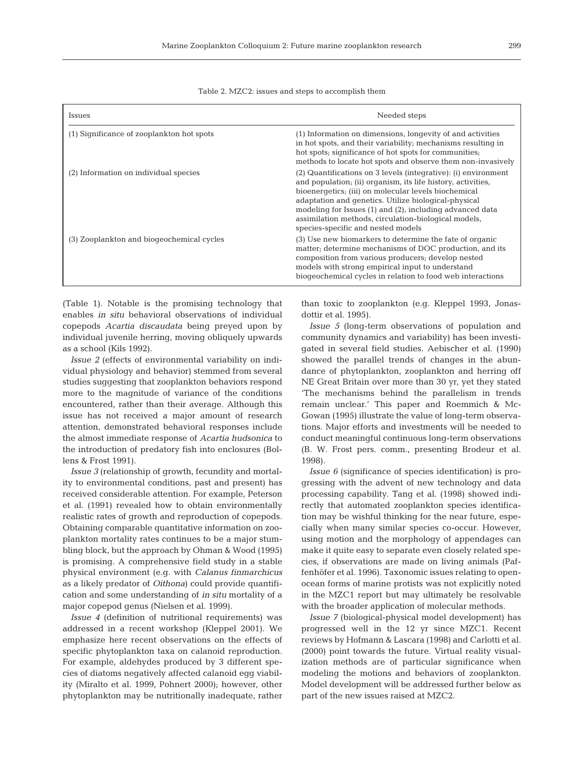Table 2. MZC2: issues and steps to accomplish them

| Issues | Needed steps |
|---|---|
| (1) Significance of zooplankton hot spots | (1) Information on dimensions, longevity of and activities in hot spots, and their variability; mechanisms resulting in hot spots; significance of hot spots for communities; methods to locate hot spots and observe them non-invasively |
| (2) Information on individual species | (2) Quantifications on 3 levels (integrative): (i) environment and population; (ii) organism, its life history, activities, bioenergetics; (iii) on molecular levels biochemical adaptation and genetics. Utilize biological-physical modeling for Issues (1) and (2), including advanced data assimilation methods, circulation-biological models, species-specific and nested models |
| (3) Zooplankton and biogeochemical cycles | (3) Use new biomarkers to determine the fate of organic matter; determine mechanisms of DOC production, and its composition from various producers; develop nested models with strong empirical input to understand biogeochemical cycles in relation to food web interactions |

(Table 1). Notable is the promising technology that enables *in situ* behavioral observations of individual copepods *Acartia discaudata* being preyed upon by individual juvenile herring, moving obliquely upwards as a school (Kils 1992).

*Issue 2* (effects of environmental variability on individual physiology and behavior) stemmed from several studies suggesting that zooplankton behaviors respond more to the magnitude of variance of the conditions encountered, rather than their average. Although this issue has not received a major amount of research attention, demonstrated behavioral responses include the almost immediate response of *Acartia hudsonica* to the introduction of predatory fish into enclosures (Bollens & Frost 1991).

*Issue 3* (relationship of growth, fecundity and mortality to environmental conditions, past and present) has received considerable attention. For example, Peterson et al. (1991) revealed how to obtain environmentally realistic rates of growth and reproduction of copepods. Obtaining comparable quantitative information on zooplankton mortality rates continues to be a major stumbling block, but the approach by Ohman & Wood (1995) is promising. A comprehensive field study in a stable physical environment (e.g. with *Calanus finmarchicus* as a likely predator of *Oithona*) could provide quantification and some understanding of *in situ* mortality of a major copepod genus (Nielsen et al. 1999).

*Issue 4* (definition of nutritional requirements) was addressed in a recent workshop (Kleppel 2001). We emphasize here recent observations on the effects of specific phytoplankton taxa on calanoid reproduction. For example, aldehydes produced by 3 different species of diatoms negatively affected calanoid egg viability (Miralto et al. 1999, Pohnert 2000); however, other phytoplankton may be nutritionally inadequate, rather than toxic to zooplankton (e.g. Kleppel 1993, Jonasdottir et al. 1995).

*Issue 5* (long-term observations of population and community dynamics and variability) has been investigated in several field studies. Aebischer et al. (1990) showed the parallel trends of changes in the abundance of phytoplankton, zooplankton and herring off NE Great Britain over more than 30 yr, yet they stated 'The mechanisms behind the parallelism in trends remain unclear.' This paper and Roemmich & McGowan (1995) illustrate the value of long-term observations. Major efforts and investments will be needed to conduct meaningful continuous long-term observations (B. W. Frost pers. comm., presenting Brodeur et al. 1998).

*Issue 6* (significance of species identification) is progressing with the advent of new technology and data processing capability. Tang et al. (1998) showed indirectly that automated zooplankton species identification may be wishful thinking for the near future, especially when many similar species co-occur. However, using motion and the morphology of appendages can make it quite easy to separate even closely related species, if observations are made on living animals (Paffenhöfer et al. 1996). Taxonomic issues relating to open-ocean forms of marine protists was not explicitly noted in the MZC1 report but may ultimately be resolvable with the broader application of molecular methods.

*Issue 7* (biological-physical model development) has progressed well in the 12 yr since MZC1. Recent reviews by Hofmann & Lascara (1998) and Carlotti et al. (2000) point towards the future. Virtual reality visualization methods are of particular significance when modeling the motions and behaviors of zooplankton. Model development will be addressed further below as part of the new issues raised at MZC2.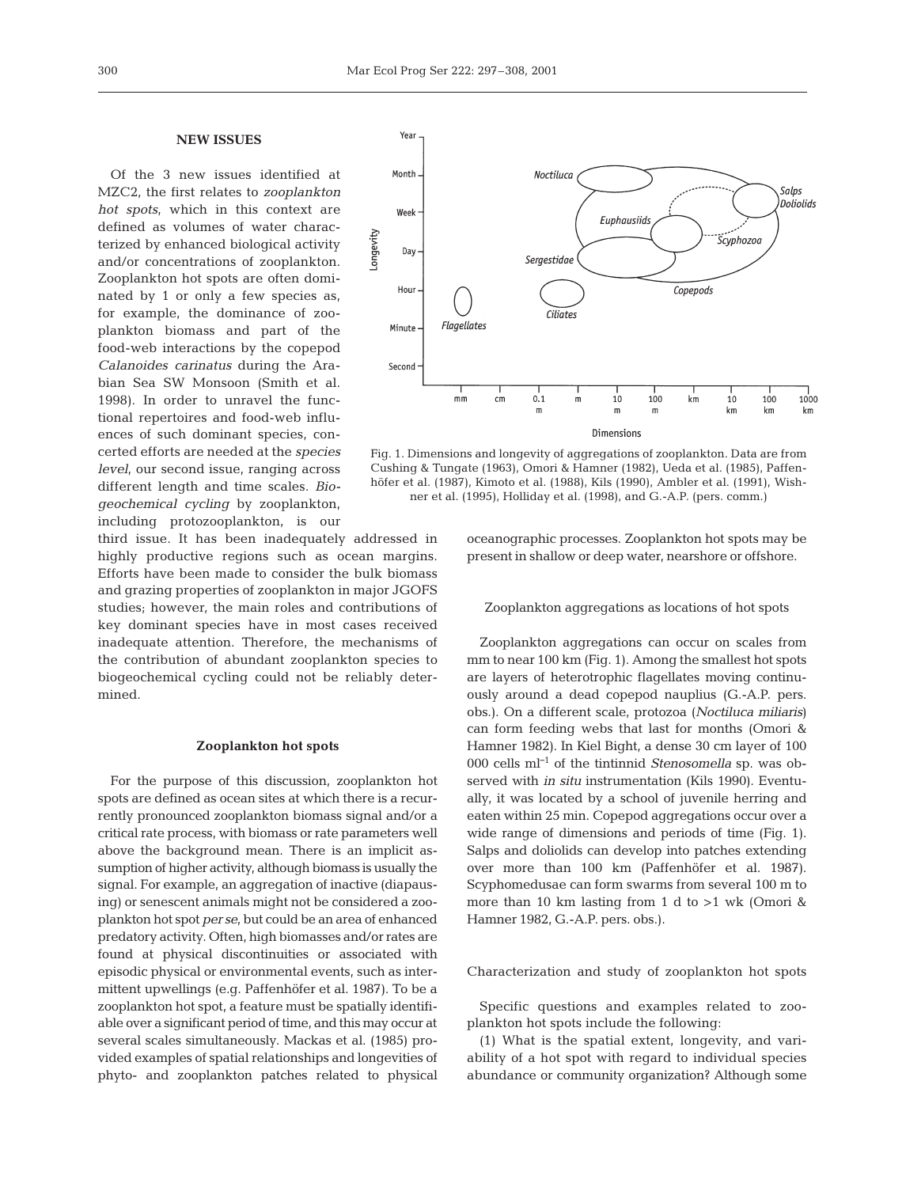## NEW ISSUES

Of the 3 new issues identified at MZC2, the first relates to *zooplankton hot spots*, which in this context are defined as volumes of water characterized by enhanced biological activity and/or concentrations of zooplankton. Zooplankton hot spots are often dominated by 1 or only a few species as, for example, the dominance of zooplankton biomass and part of the food-web interactions by the copepod *Calanoides carinatus* during the Arabian Sea SW Monsoon (Smith et al. 1998). In order to unravel the functional repertoires and food-web influences of such dominant species, concerted efforts are needed at the *species level*, our second issue, ranging across different length and time scales. *Biogeochemical cycling* by zooplankton, including protozooplankton, is our third issue. It has been inadequately addressed in highly productive regions such as ocean margins. Efforts have been made to consider the bulk biomass and grazing properties of zooplankton in major JGOFS studies; however, the main roles and contributions of key dominant species have in most cases received inadequate attention. Therefore, the mechanisms of the contribution of abundant zooplankton species to biogeochemical cycling could not be reliably determined.

Fig. 1. Dimensions and longevity of aggregations of zooplankton. Data are from Cushing & Tungate (1963), Omori & Hamner (1982), Ueda et al. (1985), Paffenhöfer et al. (1987), Kimoto et al. (1988), Kils (1990), Ambler et al. (1991), Wishner et al. (1995), Holliday et al. (1998), and G.-A.P. (pers. comm.)

### Zooplankton hot spots

For the purpose of this discussion, zooplankton hot spots are defined as ocean sites at which there is a recurrently pronounced zooplankton biomass signal and/or a critical rate process, with biomass or rate parameters well above the background mean. There is an implicit assumption of higher activity, although biomass is usually the signal. For example, an aggregation of inactive (diapausing) or senescent animals might not be considered a zooplankton hot spot *per se*, but could be an area of enhanced predatory activity. Often, high biomasses and/or rates are found at physical discontinuities or associated with episodic physical or environmental events, such as intermittent upwellings (e.g. Paffenhöfer et al. 1987). To be a zooplankton hot spot, a feature must be spatially identifiable over a significant period of time, and this may occur at several scales simultaneously. Mackas et al. (1985) provided examples of spatial relationships and longevities of phyto- and zooplankton patches related to physical oceanographic processes. Zooplankton hot spots may be present in shallow or deep water, nearshore or offshore.

#### Zooplankton aggregations as locations of hot spots

Zooplankton aggregations can occur on scales from mm to near 100 km (Fig. 1). Among the smallest hot spots are layers of heterotrophic flagellates moving continuously around a dead copepod nauplius (G.-A.P. pers. obs.). On a different scale, protozoa (*Noctiluca miliaris*) can form feeding webs that last for months (Omori & Hamner 1982). In Kiel Bight, a dense 30 cm layer of 100 000 cells ml$^{-1}$ of the tintinnid *Stenosomella* sp. was observed with *in situ* instrumentation (Kils 1990). Eventually, it was located by a school of juvenile herring and eaten within 25 min. Copepod aggregations occur over a wide range of dimensions and periods of time (Fig. 1). Salps and doliolids can develop into patches extending over more than 100 km (Paffenhöfer et al. 1987). Scyphomedusae can form swarms from several 100 m to more than 10 km lasting from 1 d to >1 wk (Omori & Hamner 1982, G.-A.P. pers. obs.).

#### Characterization and study of zooplankton hot spots

Specific questions and examples related to zooplankton hot spots include the following:

(1) What is the spatial extent, longevity, and variability of a hot spot with regard to individual species abundance or community organization? Although some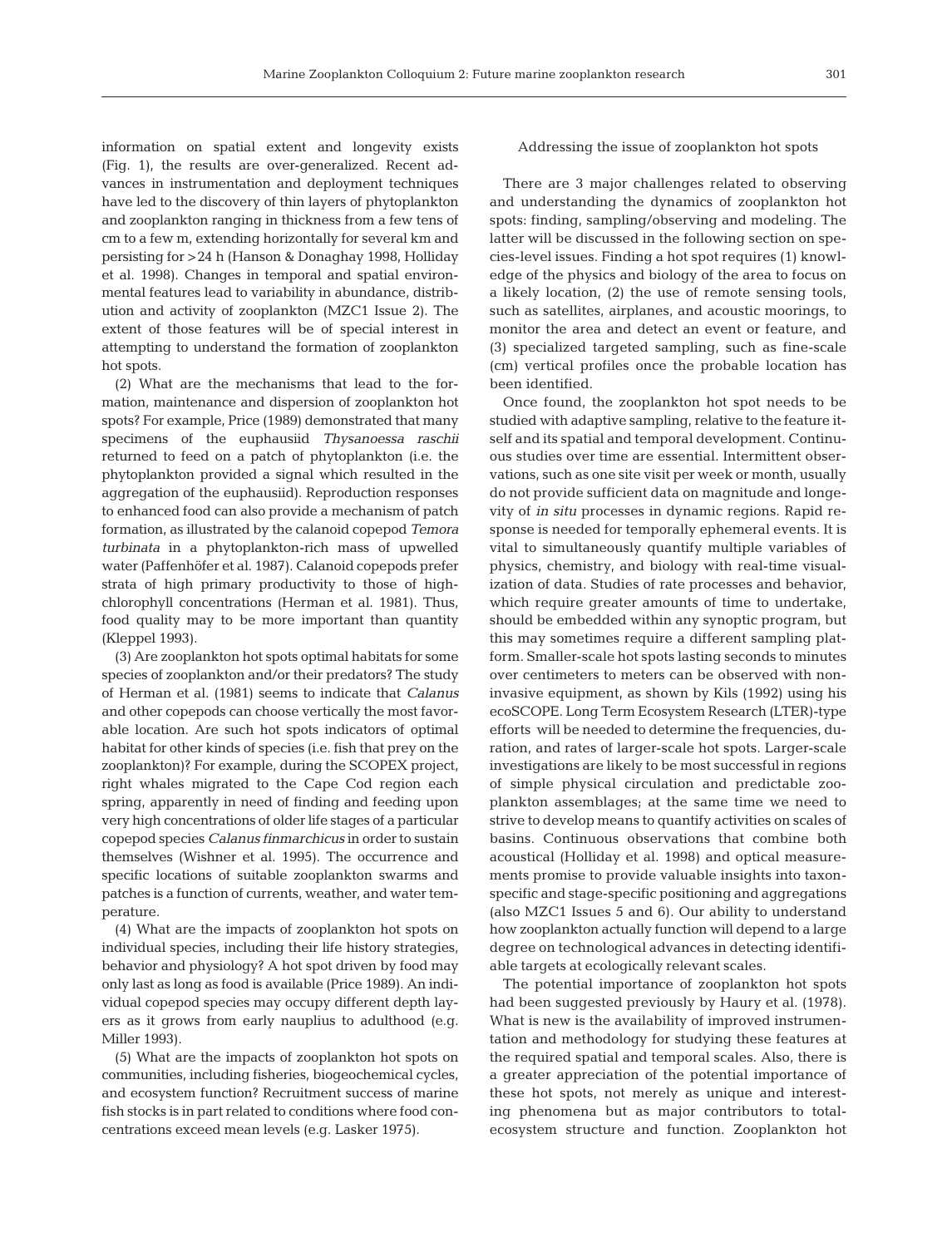information on spatial extent and longevity exists (Fig. 1), the results are over-generalized. Recent advances in instrumentation and deployment techniques have led to the discovery of thin layers of phytoplankton and zooplankton ranging in thickness from a few tens of cm to a few m, extending horizontally for several km and persisting for >24 h (Hanson & Donaghay 1998, Holliday et al. 1998). Changes in temporal and spatial environmental features lead to variability in abundance, distribution and activity of zooplankton (MZC1 Issue 2). The extent of those features will be of special interest in attempting to understand the formation of zooplankton hot spots.

(2) What are the mechanisms that lead to the formation, maintenance and dispersion of zooplankton hot spots? For example, Price (1989) demonstrated that many specimens of the euphausiid *Thysanoessa raschii* returned to feed on a patch of phytoplankton (i.e. the phytoplankton provided a signal which resulted in the aggregation of the euphausiid). Reproduction responses to enhanced food can also provide a mechanism of patch formation, as illustrated by the calanoid copepod *Temora turbinata* in a phytoplankton-rich mass of upwelled water (Paffenhöfer et al. 1987). Calanoid copepods prefer strata of high primary productivity to those of high-chlorophyll concentrations (Herman et al. 1981). Thus, food quality may to be more important than quantity (Kleppel 1993).

(3) Are zooplankton hot spots optimal habitats for some species of zooplankton and/or their predators? The study of Herman et al. (1981) seems to indicate that *Calanus* and other copepods can choose vertically the most favorable location. Are such hot spots indicators of optimal habitat for other kinds of species (i.e. fish that prey on the zooplankton)? For example, during the SCOPEX project, right whales migrated to the Cape Cod region each spring, apparently in need of finding and feeding upon very high concentrations of older life stages of a particular copepod species *Calanus finmarchicus* in order to sustain themselves (Wishner et al. 1995). The occurrence and specific locations of suitable zooplankton swarms and patches is a function of currents, weather, and water temperature.

(4) What are the impacts of zooplankton hot spots on individual species, including their life history strategies, behavior and physiology? A hot spot driven by food may only last as long as food is available (Price 1989). An individual copepod species may occupy different depth layers as it grows from early nauplius to adulthood (e.g. Miller 1993).

(5) What are the impacts of zooplankton hot spots on communities, including fisheries, biogeochemical cycles, and ecosystem function? Recruitment success of marine fish stocks is in part related to conditions where food concentrations exceed mean levels (e.g. Lasker 1975).

### Addressing the issue of zooplankton hot spots

There are 3 major challenges related to observing and understanding the dynamics of zooplankton hot spots: finding, sampling/observing and modeling. The latter will be discussed in the following section on species-level issues. Finding a hot spot requires (1) knowledge of the physics and biology of the area to focus on a likely location, (2) the use of remote sensing tools, such as satellites, airplanes, and acoustic moorings, to monitor the area and detect an event or feature, and (3) specialized targeted sampling, such as fine-scale (cm) vertical profiles once the probable location has been identified.

Once found, the zooplankton hot spot needs to be studied with adaptive sampling, relative to the feature itself and its spatial and temporal development. Continuous studies over time are essential. Intermittent observations, such as one site visit per week or month, usually do not provide sufficient data on magnitude and longevity of *in situ* processes in dynamic regions. Rapid response is needed for temporally ephemeral events. It is vital to simultaneously quantify multiple variables of physics, chemistry, and biology with real-time visualization of data. Studies of rate processes and behavior, which require greater amounts of time to undertake, should be embedded within any synoptic program, but this may sometimes require a different sampling platform. Smaller-scale hot spots lasting seconds to minutes over centimeters to meters can be observed with non-invasive equipment, as shown by Kils (1992) using his ecoSCOPE. Long Term Ecosystem Research (LTER)-type efforts will be needed to determine the frequencies, duration, and rates of larger-scale hot spots. Larger-scale investigations are likely to be most successful in regions of simple physical circulation and predictable zooplankton assemblages; at the same time we need to strive to develop means to quantify activities on scales of basins. Continuous observations that combine both acoustical (Holliday et al. 1998) and optical measurements promise to provide valuable insights into taxon-specific and stage-specific positioning and aggregations (also MZC1 Issues 5 and 6). Our ability to understand how zooplankton actually function will depend to a large degree on technological advances in detecting identifiable targets at ecologically relevant scales.

The potential importance of zooplankton hot spots had been suggested previously by Haury et al. (1978). What is new is the availability of improved instrumentation and methodology for studying these features at the required spatial and temporal scales. Also, there is a greater appreciation of the potential importance of these hot spots, not merely as unique and interesting phenomena but as major contributors to total-ecosystem structure and function. Zooplankton hot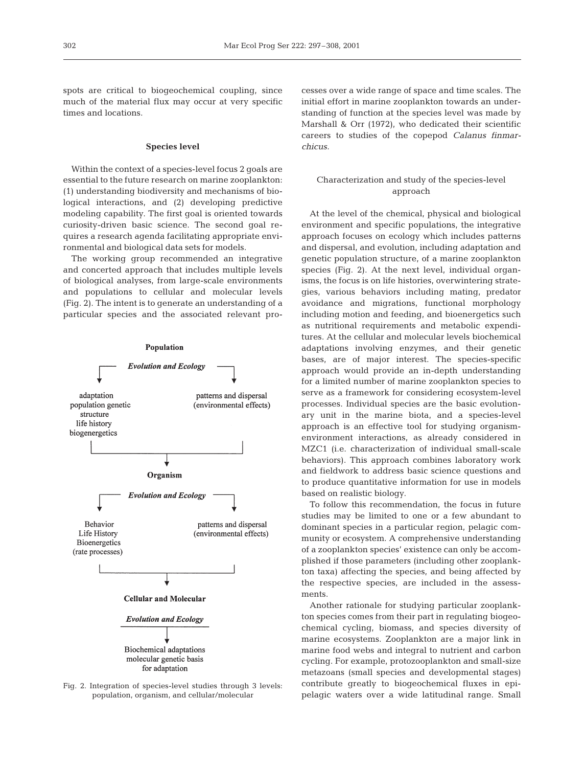spots are critical to biogeochemical coupling, since much of the material flux may occur at very specific times and locations.

### Species level

Within the context of a species-level focus 2 goals are essential to the future research on marine zooplankton: (1) understanding biodiversity and mechanisms of biological interactions, and (2) developing predictive modeling capability. The first goal is oriented towards curiosity-driven basic science. The second goal requires a research agenda facilitating appropriate environmental and biological data sets for models.

The working group recommended an integrative and concerted approach that includes multiple levels of biological analyses, from large-scale environments and populations to cellular and molecular levels (Fig. 2). The intent is to generate an understanding of a particular species and the associated relevant processes over a wide range of space and time scales. The initial effort in marine zooplankton towards an understanding of function at the species level was made by Marshall & Orr (1972), who dedicated their scientific careers to studies of the copepod *Calanus finmarchicus*.

**Population**

***Evolution and Ecology***

- adaptation, population genetic structure, life history, biogenergetics
- patterns and dispersal (environmental effects)

**Organism**

***Evolution and Ecology***

- Behavior, Life History, Bioenergetics (rate processes)
- patterns and dispersal (environmental effects)

**Cellular and Molecular**

***Evolution and Ecology***

- Biochemical adaptations, molecular genetic basis for adaptation

Fig. 2. Integration of species-level studies through 3 levels: population, organism, and cellular/molecular

#### Characterization and study of the species-level approach

At the level of the chemical, physical and biological environment and specific populations, the integrative approach focuses on ecology which includes patterns and dispersal, and evolution, including adaptation and genetic population structure, of a marine zooplankton species (Fig. 2). At the next level, individual organisms, the focus is on life histories, overwintering strategies, various behaviors including mating, predator avoidance and migrations, functional morphology including motion and feeding, and bioenergetics such as nutritional requirements and metabolic expenditures. At the cellular and molecular levels biochemical adaptations involving enzymes, and their genetic bases, are of major interest. The species-specific approach would provide an in-depth understanding for a limited number of marine zooplankton species to serve as a framework for considering ecosystem-level processes. Individual species are the basic evolutionary unit in the marine biota, and a species-level approach is an effective tool for studying organism-environment interactions, as already considered in MZC1 (i.e. characterization of individual small-scale behaviors). This approach combines laboratory work and fieldwork to address basic science questions and to produce quantitative information for use in models based on realistic biology.

To follow this recommendation, the focus in future studies may be limited to one or a few abundant to dominant species in a particular region, pelagic community or ecosystem. A comprehensive understanding of a zooplankton species' existence can only be accomplished if those parameters (including other zooplankton taxa) affecting the species, and being affected by the respective species, are included in the assessments.

Another rationale for studying particular zooplankton species comes from their part in regulating biogeochemical cycling, biomass, and species diversity of marine ecosystems. Zooplankton are a major link in marine food webs and integral to nutrient and carbon cycling. For example, protozooplankton and small-size metazoans (small species and developmental stages) contribute greatly to biogeochemical fluxes in epipelagic waters over a wide latitudinal range. Small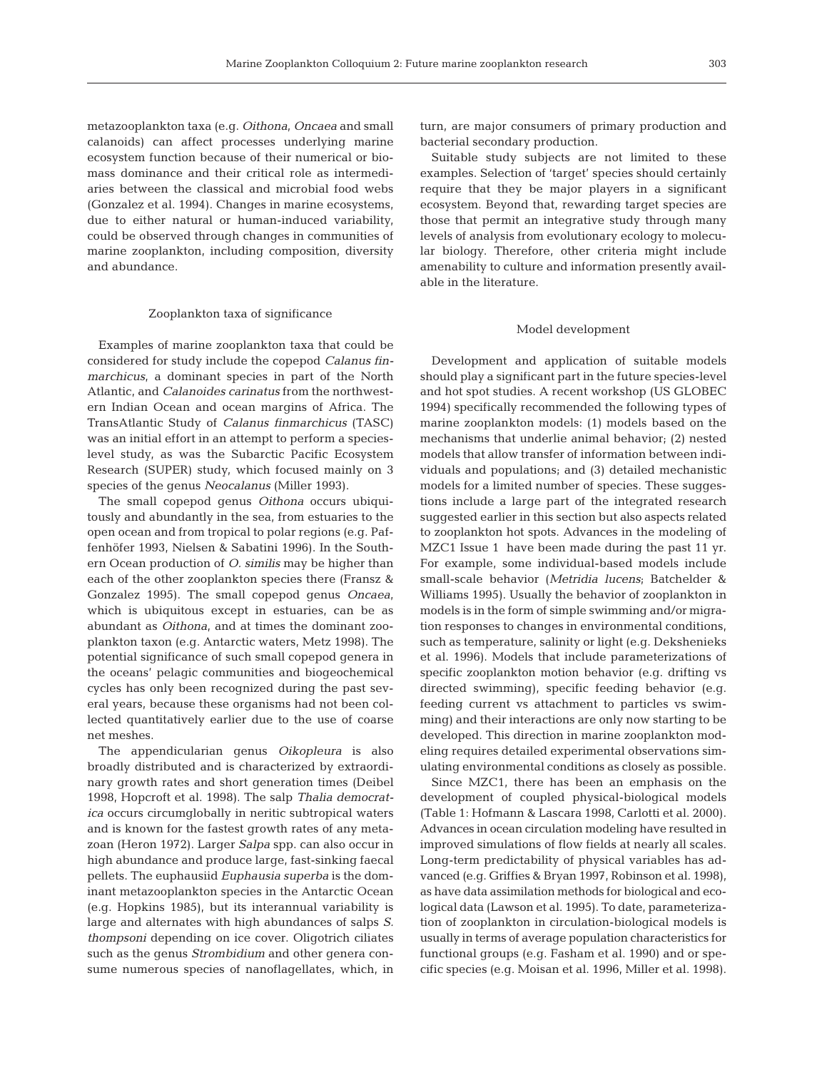metazooplankton taxa (e.g. *Oithona*, *Oncaea* and small calanoids) can affect processes underlying marine ecosystem function because of their numerical or biomass dominance and their critical role as intermediaries between the classical and microbial food webs (Gonzalez et al. 1994). Changes in marine ecosystems, due to either natural or human-induced variability, could be observed through changes in communities of marine zooplankton, including composition, diversity and abundance.

### Zooplankton taxa of significance

Examples of marine zooplankton taxa that could be considered for study include the copepod *Calanus finmarchicus*, a dominant species in part of the North Atlantic, and *Calanoides carinatus* from the northwestern Indian Ocean and ocean margins of Africa. The TransAtlantic Study of *Calanus finmarchicus* (TASC) was an initial effort in an attempt to perform a species-level study, as was the Subarctic Pacific Ecosystem Research (SUPER) study, which focused mainly on 3 species of the genus *Neocalanus* (Miller 1993).

The small copepod genus *Oithona* occurs ubiquitously and abundantly in the sea, from estuaries to the open ocean and from tropical to polar regions (e.g. Paffenhöfer 1993, Nielsen & Sabatini 1996). In the Southern Ocean production of *O. similis* may be higher than each of the other zooplankton species there (Fransz & Gonzalez 1995). The small copepod genus *Oncaea*, which is ubiquitous except in estuaries, can be as abundant as *Oithona*, and at times the dominant zooplankton taxon (e.g. Antarctic waters, Metz 1998). The potential significance of such small copepod genera in the oceans' pelagic communities and biogeochemical cycles has only been recognized during the past several years, because these organisms had not been collected quantitatively earlier due to the use of coarse net meshes.

The appendicularian genus *Oikopleura* is also broadly distributed and is characterized by extraordinary growth rates and short generation times (Deibel 1998, Hopcroft et al. 1998). The salp *Thalia democratica* occurs circumglobally in neritic subtropical waters and is known for the fastest growth rates of any metazoan (Heron 1972). Larger *Salpa* spp. can also occur in high abundance and produce large, fast-sinking faecal pellets. The euphausiid *Euphausia superba* is the dominant metazooplankton species in the Antarctic Ocean (e.g. Hopkins 1985), but its interannual variability is large and alternates with high abundances of salps *S. thompsoni* depending on ice cover. Oligotrich ciliates such as the genus *Strombidium* and other genera consume numerous species of nanoflagellates, which, in turn, are major consumers of primary production and bacterial secondary production.

Suitable study subjects are not limited to these examples. Selection of 'target' species should certainly require that they be major players in a significant ecosystem. Beyond that, rewarding target species are those that permit an integrative study through many levels of analysis from evolutionary ecology to molecular biology. Therefore, other criteria might include amenability to culture and information presently available in the literature.

### Model development

Development and application of suitable models should play a significant part in the future species-level and hot spot studies. A recent workshop (US GLOBEC 1994) specifically recommended the following types of marine zooplankton models: (1) models based on the mechanisms that underlie animal behavior; (2) nested models that allow transfer of information between individuals and populations; and (3) detailed mechanistic models for a limited number of species. These suggestions include a large part of the integrated research suggested earlier in this section but also aspects related to zooplankton hot spots. Advances in the modeling of MZC1 Issue 1 have been made during the past 11 yr. For example, some individual-based models include small-scale behavior (*Metridia lucens*; Batchelder & Williams 1995). Usually the behavior of zooplankton in models is in the form of simple swimming and/or migration responses to changes in environmental conditions, such as temperature, salinity or light (e.g. Dekshenieks et al. 1996). Models that include parameterizations of specific zooplankton motion behavior (e.g. drifting vs directed swimming), specific feeding behavior (e.g. feeding current vs attachment to particles vs swimming) and their interactions are only now starting to be developed. This direction in marine zooplankton modeling requires detailed experimental observations simulating environmental conditions as closely as possible.

Since MZC1, there has been an emphasis on the development of coupled physical-biological models (Table 1: Hofmann & Lascara 1998, Carlotti et al. 2000). Advances in ocean circulation modeling have resulted in improved simulations of flow fields at nearly all scales. Long-term predictability of physical variables has advanced (e.g. Griffies & Bryan 1997, Robinson et al. 1998), as have data assimilation methods for biological and ecological data (Lawson et al. 1995). To date, parameterization of zooplankton in circulation-biological models is usually in terms of average population characteristics for functional groups (e.g. Fasham et al. 1990) and or specific species (e.g. Moisan et al. 1996, Miller et al. 1998).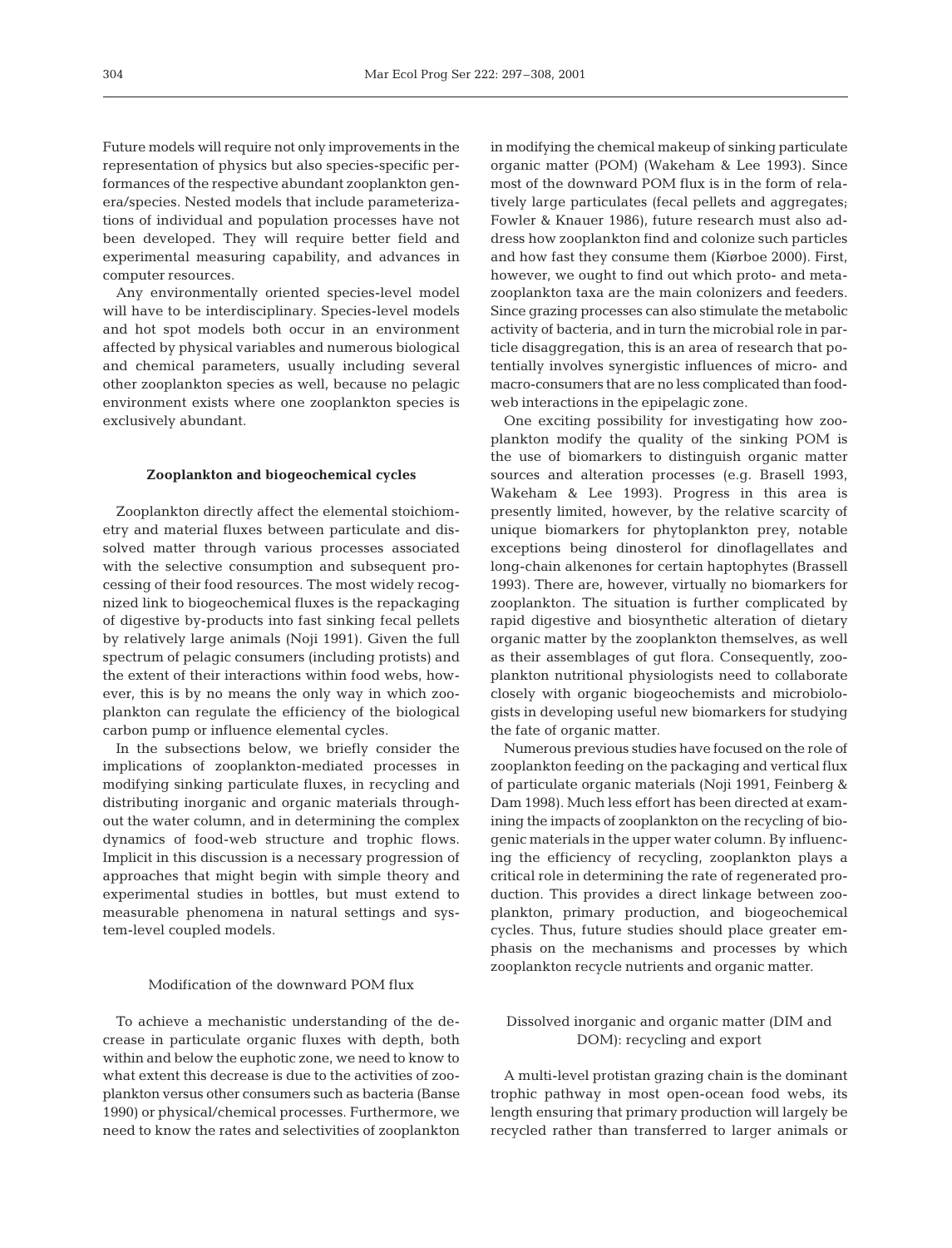Future models will require not only improvements in the representation of physics but also species-specific performances of the respective abundant zooplankton genera/species. Nested models that include parameterizations of individual and population processes have not been developed. They will require better field and experimental measuring capability, and advances in computer resources.

Any environmentally oriented species-level model will have to be interdisciplinary. Species-level models and hot spot models both occur in an environment affected by physical variables and numerous biological and chemical parameters, usually including several other zooplankton species as well, because no pelagic environment exists where one zooplankton species is exclusively abundant.

## Zooplankton and biogeochemical cycles

Zooplankton directly affect the elemental stoichiometry and material fluxes between particulate and dissolved matter through various processes associated with the selective consumption and subsequent processing of their food resources. The most widely recognized link to biogeochemical fluxes is the repackaging of digestive by-products into fast sinking fecal pellets by relatively large animals (Noji 1991). Given the full spectrum of pelagic consumers (including protists) and the extent of their interactions within food webs, however, this is by no means the only way in which zooplankton can regulate the efficiency of the biological carbon pump or influence elemental cycles.

In the subsections below, we briefly consider the implications of zooplankton-mediated processes in modifying sinking particulate fluxes, in recycling and distributing inorganic and organic materials throughout the water column, and in determining the complex dynamics of food-web structure and trophic flows. Implicit in this discussion is a necessary progression of approaches that might begin with simple theory and experimental studies in bottles, but must extend to measurable phenomena in natural settings and system-level coupled models.

### Modification of the downward POM flux

To achieve a mechanistic understanding of the decrease in particulate organic fluxes with depth, both within and below the euphotic zone, we need to know to what extent this decrease is due to the activities of zooplankton versus other consumers such as bacteria (Banse 1990) or physical/chemical processes. Furthermore, we need to know the rates and selectivities of zooplankton in modifying the chemical makeup of sinking particulate organic matter (POM) (Wakeham & Lee 1993). Since most of the downward POM flux is in the form of relatively large particulates (fecal pellets and aggregates; Fowler & Knauer 1986), future research must also address how zooplankton find and colonize such particles and how fast they consume them (Kiørboe 2000). First, however, we ought to find out which proto- and metazooplankton taxa are the main colonizers and feeders. Since grazing processes can also stimulate the metabolic activity of bacteria, and in turn the microbial role in particle disaggregation, this is an area of research that potentially involves synergistic influences of micro- and macro-consumers that are no less complicated than food-web interactions in the epipelagic zone.

One exciting possibility for investigating how zooplankton modify the quality of the sinking POM is the use of biomarkers to distinguish organic matter sources and alteration processes (e.g. Brasell 1993, Wakeham & Lee 1993). Progress in this area is presently limited, however, by the relative scarcity of unique biomarkers for phytoplankton prey, notable exceptions being dinosterol for dinoflagellates and long-chain alkenones for certain haptophytes (Brassell 1993). There are, however, virtually no biomarkers for zooplankton. The situation is further complicated by rapid digestive and biosynthetic alteration of dietary organic matter by the zooplankton themselves, as well as their assemblages of gut flora. Consequently, zooplankton nutritional physiologists need to collaborate closely with organic biogeochemists and microbiologists in developing useful new biomarkers for studying the fate of organic matter.

Numerous previous studies have focused on the role of zooplankton feeding on the packaging and vertical flux of particulate organic materials (Noji 1991, Feinberg & Dam 1998). Much less effort has been directed at examining the impacts of zooplankton on the recycling of biogenic materials in the upper water column. By influencing the efficiency of recycling, zooplankton plays a critical role in determining the rate of regenerated production. This provides a direct linkage between zooplankton, primary production, and biogeochemical cycles. Thus, future studies should place greater emphasis on the mechanisms and processes by which zooplankton recycle nutrients and organic matter.

### Dissolved inorganic and organic matter (DIM and DOM): recycling and export

A multi-level protistan grazing chain is the dominant trophic pathway in most open-ocean food webs, its length ensuring that primary production will largely be recycled rather than transferred to larger animals or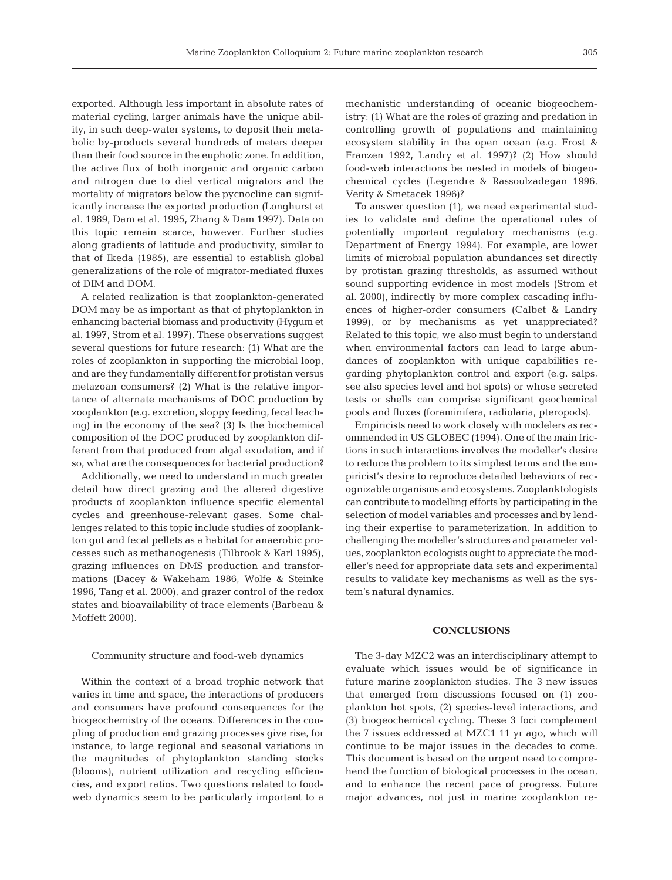exported. Although less important in absolute rates of material cycling, larger animals have the unique ability, in such deep-water systems, to deposit their metabolic by-products several hundreds of meters deeper than their food source in the euphotic zone. In addition, the active flux of both inorganic and organic carbon and nitrogen due to diel vertical migrators and the mortality of migrators below the pycnocline can significantly increase the exported production (Longhurst et al. 1989, Dam et al. 1995, Zhang & Dam 1997). Data on this topic remain scarce, however. Further studies along gradients of latitude and productivity, similar to that of Ikeda (1985), are essential to establish global generalizations of the role of migrator-mediated fluxes of DIM and DOM.

A related realization is that zooplankton-generated DOM may be as important as that of phytoplankton in enhancing bacterial biomass and productivity (Hygum et al. 1997, Strom et al. 1997). These observations suggest several questions for future research: (1) What are the roles of zooplankton in supporting the microbial loop, and are they fundamentally different for protistan versus metazoan consumers? (2) What is the relative importance of alternate mechanisms of DOC production by zooplankton (e.g. excretion, sloppy feeding, fecal leaching) in the economy of the sea? (3) Is the biochemical composition of the DOC produced by zooplankton different from that produced from algal exudation, and if so, what are the consequences for bacterial production?

Additionally, we need to understand in much greater detail how direct grazing and the altered digestive products of zooplankton influence specific elemental cycles and greenhouse-relevant gases. Some challenges related to this topic include studies of zooplankton gut and fecal pellets as a habitat for anaerobic processes such as methanogenesis (Tilbrook & Karl 1995), grazing influences on DMS production and transformations (Dacey & Wakeham 1986, Wolfe & Steinke 1996, Tang et al. 2000), and grazer control of the redox states and bioavailability of trace elements (Barbeau & Moffett 2000).

### Community structure and food-web dynamics

Within the context of a broad trophic network that varies in time and space, the interactions of producers and consumers have profound consequences for the biogeochemistry of the oceans. Differences in the coupling of production and grazing processes give rise, for instance, to large regional and seasonal variations in the magnitudes of phytoplankton standing stocks (blooms), nutrient utilization and recycling efficiencies, and export ratios. Two questions related to food-web dynamics seem to be particularly important to a mechanistic understanding of oceanic biogeochemistry: (1) What are the roles of grazing and predation in controlling growth of populations and maintaining ecosystem stability in the open ocean (e.g. Frost & Franzen 1992, Landry et al. 1997)? (2) How should food-web interactions be nested in models of biogeochemical cycles (Legendre & Rassoulzadegan 1996, Verity & Smetacek 1996)?

To answer question (1), we need experimental studies to validate and define the operational rules of potentially important regulatory mechanisms (e.g. Department of Energy 1994). For example, are lower limits of microbial population abundances set directly by protistan grazing thresholds, as assumed without sound supporting evidence in most models (Strom et al. 2000), indirectly by more complex cascading influences of higher-order consumers (Calbet & Landry 1999), or by mechanisms as yet unappreciated? Related to this topic, we also must begin to understand when environmental factors can lead to large abundances of zooplankton with unique capabilities regarding phytoplankton control and export (e.g. salps, see also species level and hot spots) or whose secreted tests or shells can comprise significant geochemical pools and fluxes (foraminifera, radiolaria, pteropods).

Empiricists need to work closely with modelers as recommended in US GLOBEC (1994). One of the main frictions in such interactions involves the modeller's desire to reduce the problem to its simplest terms and the empiricist's desire to reproduce detailed behaviors of recognizable organisms and ecosystems. Zooplanktologists can contribute to modelling efforts by participating in the selection of model variables and processes and by lending their expertise to parameterization. In addition to challenging the modeller's structures and parameter values, zooplankton ecologists ought to appreciate the modeller's need for appropriate data sets and experimental results to validate key mechanisms as well as the system's natural dynamics.

## CONCLUSIONS

The 3-day MZC2 was an interdisciplinary attempt to evaluate which issues would be of significance in future marine zooplankton studies. The 3 new issues that emerged from discussions focused on (1) zooplankton hot spots, (2) species-level interactions, and (3) biogeochemical cycling. These 3 foci complement the 7 issues addressed at MZC1 11 yr ago, which will continue to be major issues in the decades to come. This document is based on the urgent need to comprehend the function of biological processes in the ocean, and to enhance the recent pace of progress. Future major advances, not just in marine zooplankton re-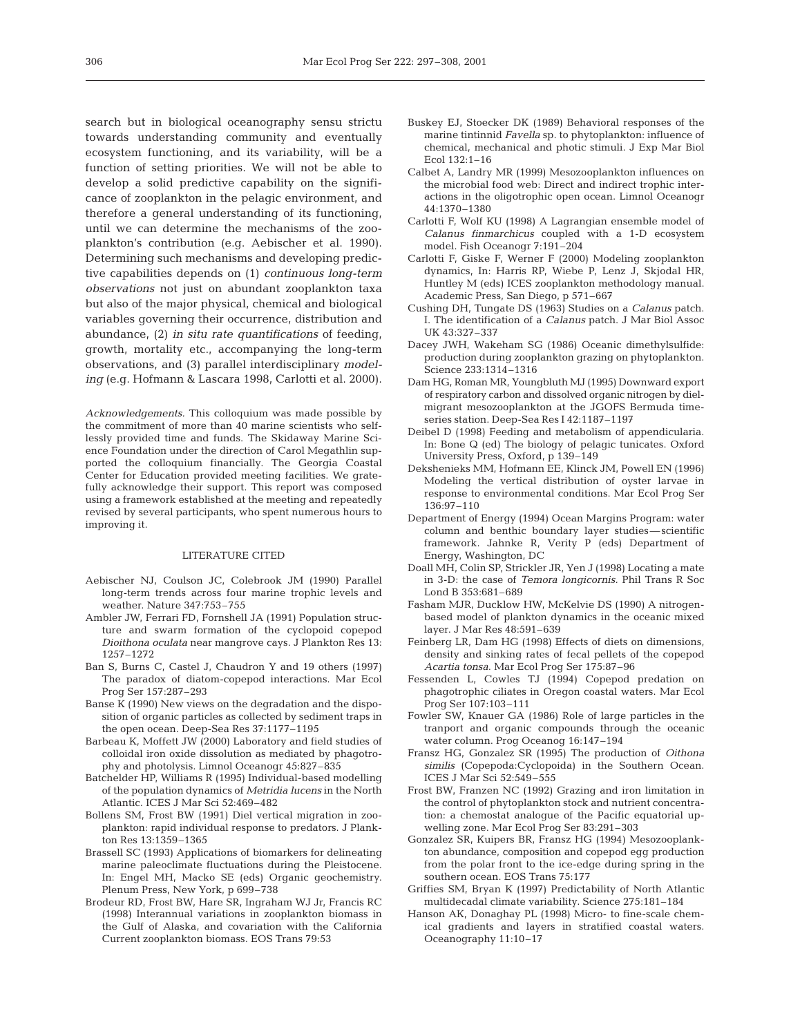search but in biological oceanography sensu strictu towards understanding community and eventually ecosystem functioning, and its variability, will be a function of setting priorities. We will not be able to develop a solid predictive capability on the significance of zooplankton in the pelagic environment, and therefore a general understanding of its functioning, until we can determine the mechanisms of the zooplankton's contribution (e.g. Aebischer et al. 1990). Determining such mechanisms and developing predictive capabilities depends on (1) *continuous long-term observations* not just on abundant zooplankton taxa but also of the major physical, chemical and biological variables governing their occurrence, distribution and abundance, (2) *in situ rate quantifications* of feeding, growth, mortality etc., accompanying the long-term observations, and (3) parallel interdisciplinary *modeling* (e.g. Hofmann & Lascara 1998, Carlotti et al. 2000).

*Acknowledgements.* This colloquium was made possible by the commitment of more than 40 marine scientists who selflessly provided time and funds. The Skidaway Marine Science Foundation under the direction of Carol Megathlin supported the colloquium financially. The Georgia Coastal Center for Education provided meeting facilities. We gratefully acknowledge their support. This report was composed using a framework established at the meeting and repeatedly revised by several participants, who spent numerous hours to improving it.

## LITERATURE CITED

Aebischer NJ, Coulson JC, Colebrook JM (1990) Parallel long-term trends across four marine trophic levels and weather. Nature 347:753–755

Ambler JW, Ferrari FD, Fornshell JA (1991) Population structure and swarm formation of the cyclopoid copepod *Dioithona oculata* near mangrove cays. J Plankton Res 13: 1257–1272

Ban S, Burns C, Castel J, Chaudron Y and 19 others (1997) The paradox of diatom-copepod interactions. Mar Ecol Prog Ser 157:287–293

Banse K (1990) New views on the degradation and the disposition of organic particles as collected by sediment traps in the open ocean. Deep-Sea Res 37:1177–1195

Barbeau K, Moffett JW (2000) Laboratory and field studies of colloidal iron oxide dissolution as mediated by phagotrophy and photolysis. Limnol Oceanogr 45:827–835

Batchelder HP, Williams R (1995) Individual-based modelling of the population dynamics of *Metridia lucens* in the North Atlantic. ICES J Mar Sci 52:469–482

Bollens SM, Frost BW (1991) Diel vertical migration in zooplankton: rapid individual response to predators. J Plankton Res 13:1359–1365

Brassell SC (1993) Applications of biomarkers for delineating marine paleoclimate fluctuations during the Pleistocene. In: Engel MH, Macko SE (eds) Organic geochemistry. Plenum Press, New York, p 699–738

Brodeur RD, Frost BW, Hare SR, Ingraham WJ Jr, Francis RC (1998) Interannual variations in zooplankton biomass in the Gulf of Alaska, and covariation with the California Current zooplankton biomass. EOS Trans 79:53

Buskey EJ, Stoecker DK (1989) Behavioral responses of the marine tintinnid *Favella* sp. to phytoplankton: influence of chemical, mechanical and photic stimuli. J Exp Mar Biol Ecol 132:1–16

Calbet A, Landry MR (1999) Mesozooplankton influences on the microbial food web: Direct and indirect trophic interactions in the oligotrophic open ocean. Limnol Oceanogr 44:1370–1380

Carlotti F, Wolf KU (1998) A Lagrangian ensemble model of *Calanus finmarchicus* coupled with a 1-D ecosystem model. Fish Oceanogr 7:191–204

Carlotti F, Giske F, Werner F (2000) Modeling zooplankton dynamics, In: Harris RP, Wiebe P, Lenz J, Skjodal HR, Huntley M (eds) ICES zooplankton methodology manual. Academic Press, San Diego, p 571–667

Cushing DH, Tungate DS (1963) Studies on a *Calanus* patch. I. The identification of a *Calanus* patch. J Mar Biol Assoc UK 43:327–337

Dacey JWH, Wakeham SG (1986) Oceanic dimethylsulfide: production during zooplankton grazing on phytoplankton. Science 233:1314–1316

Dam HG, Roman MR, Youngbluth MJ (1995) Downward export of respiratory carbon and dissolved organic nitrogen by diel-migrant mesozooplankton at the JGOFS Bermuda time-series station. Deep-Sea Res I 42:1187–1197

Deibel D (1998) Feeding and metabolism of appendicularia. In: Bone Q (ed) The biology of pelagic tunicates. Oxford University Press, Oxford, p 139–149

Dekshenieks MM, Hofmann EE, Klinck JM, Powell EN (1996) Modeling the vertical distribution of oyster larvae in response to environmental conditions. Mar Ecol Prog Ser 136:97–110

Department of Energy (1994) Ocean Margins Program: water column and benthic boundary layer studies—scientific framework. Jahnke R, Verity P (eds) Department of Energy, Washington, DC

Doall MH, Colin SP, Strickler JR, Yen J (1998) Locating a mate in 3-D: the case of *Temora longicornis*. Phil Trans R Soc Lond B 353:681–689

Fasham MJR, Ducklow HW, McKelvie DS (1990) A nitrogen-based model of plankton dynamics in the oceanic mixed layer. J Mar Res 48:591–639

Feinberg LR, Dam HG (1998) Effects of diets on dimensions, density and sinking rates of fecal pellets of the copepod *Acartia tonsa*. Mar Ecol Prog Ser 175:87–96

Fessenden L, Cowles TJ (1994) Copepod predation on phagotrophic ciliates in Oregon coastal waters. Mar Ecol Prog Ser 107:103–111

Fowler SW, Knauer GA (1986) Role of large particles in the tranport and organic compounds through the oceanic water column. Prog Oceanog 16:147–194

Fransz HG, Gonzalez SR (1995) The production of *Oithona similis* (Copepoda:Cyclopoida) in the Southern Ocean. ICES J Mar Sci 52:549–555

Frost BW, Franzen NC (1992) Grazing and iron limitation in the control of phytoplankton stock and nutrient concentration: a chemostat analogue of the Pacific equatorial upwelling zone. Mar Ecol Prog Ser 83:291–303

Gonzalez SR, Kuipers BR, Fransz HG (1994) Mesozooplankton abundance, composition and copepod egg production from the polar front to the ice-edge during spring in the southern ocean. EOS Trans 75:177

Griffies SM, Bryan K (1997) Predictability of North Atlantic multidecadal climate variability. Science 275:181–184

Hanson AK, Donaghay PL (1998) Micro- to fine-scale chemical gradients and layers in stratified coastal waters. Oceanography 11:10–17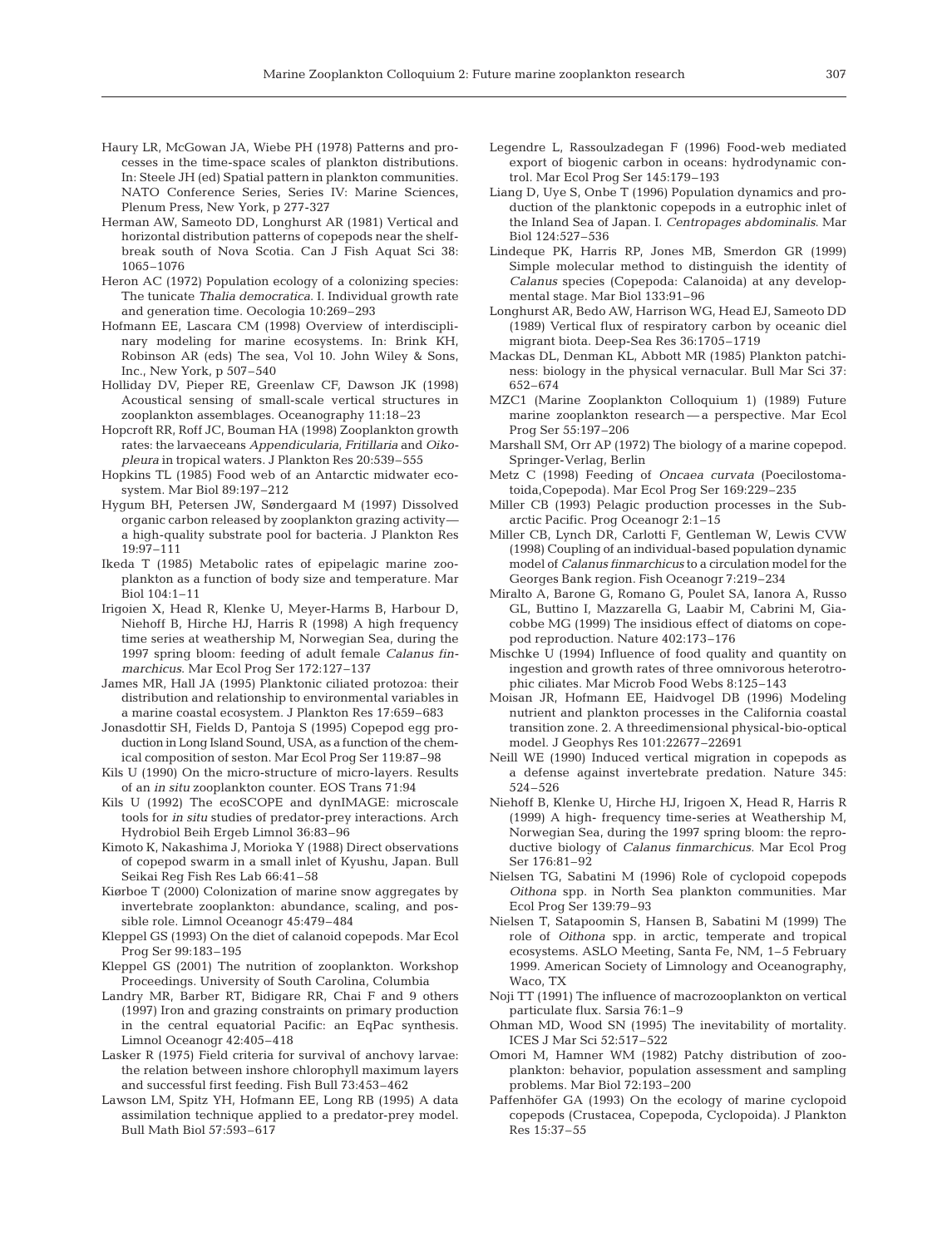Haury LR, McGowan JA, Wiebe PH (1978) Patterns and processes in the time-space scales of plankton distributions. In: Steele JH (ed) Spatial pattern in plankton communities. NATO Conference Series, Series IV: Marine Sciences, Plenum Press, New York, p 277-327

Herman AW, Sameoto DD, Longhurst AR (1981) Vertical and horizontal distribution patterns of copepods near the shelfbreak south of Nova Scotia. Can J Fish Aquat Sci 38: 1065–1076

Heron AC (1972) Population ecology of a colonizing species: The tunicate *Thalia democratica*. I. Individual growth rate and generation time. Oecologia 10:269–293

Hofmann EE, Lascara CM (1998) Overview of interdisciplinary modeling for marine ecosystems. In: Brink KH, Robinson AR (eds) The sea, Vol 10. John Wiley & Sons, Inc., New York, p 507–540

Holliday DV, Pieper RE, Greenlaw CF, Dawson JK (1998) Acoustical sensing of small-scale vertical structures in zooplankton assemblages. Oceanography 11:18–23

Hopcroft RR, Roff JC, Bouman HA (1998) Zooplankton growth rates: the larvaeceans *Appendicularia*, *Fritillaria* and *Oikopleura* in tropical waters. J Plankton Res 20:539–555

Hopkins TL (1985) Food web of an Antarctic midwater ecosystem. Mar Biol 89:197–212

Hygum BH, Petersen JW, Søndergaard M (1997) Dissolved organic carbon released by zooplankton grazing activity—a high-quality substrate pool for bacteria. J Plankton Res 19:97–111

Ikeda T (1985) Metabolic rates of epipelagic marine zooplankton as a function of body size and temperature. Mar Biol 104:1–11

Irigoien X, Head R, Klenke U, Meyer-Harms B, Harbour D, Niehoff B, Hirche HJ, Harris R (1998) A high frequency time series at weathership M, Norwegian Sea, during the 1997 spring bloom: feeding of adult female *Calanus finmarchicus*. Mar Ecol Prog Ser 172:127–137

James MR, Hall JA (1995) Planktonic ciliated protozoa: their distribution and relationship to environmental variables in a marine coastal ecosystem. J Plankton Res 17:659–683

Jonasdottir SH, Fields D, Pantoja S (1995) Copepod egg production in Long Island Sound, USA, as a function of the chemical composition of seston. Mar Ecol Prog Ser 119:87–98

Kils U (1990) On the micro-structure of micro-layers. Results of an *in situ* zooplankton counter. EOS Trans 71:94

Kils U (1992) The ecoSCOPE and dynIMAGE: microscale tools for *in situ* studies of predator-prey interactions. Arch Hydrobiol Beih Ergeb Limnol 36:83–96

Kimoto K, Nakashima J, Morioka Y (1988) Direct observations of copepod swarm in a small inlet of Kyushu, Japan. Bull Seikai Reg Fish Res Lab 66:41–58

Kiørboe T (2000) Colonization of marine snow aggregates by invertebrate zooplankton: abundance, scaling, and possible role. Limnol Oceanogr 45:479–484

Kleppel GS (1993) On the diet of calanoid copepods. Mar Ecol Prog Ser 99:183–195

Kleppel GS (2001) The nutrition of zooplankton. Workshop Proceedings. University of South Carolina, Columbia

Landry MR, Barber RT, Bidigare RR, Chai F and 9 others (1997) Iron and grazing constraints on primary production in the central equatorial Pacific: an EqPac synthesis. Limnol Oceanogr 42:405–418

Lasker R (1975) Field criteria for survival of anchovy larvae: the relation between inshore chlorophyll maximum layers and successful first feeding. Fish Bull 73:453–462

Lawson LM, Spitz YH, Hofmann EE, Long RB (1995) A data assimilation technique applied to a predator-prey model. Bull Math Biol 57:593–617

Legendre L, Rassoulzadegan F (1996) Food-web mediated export of biogenic carbon in oceans: hydrodynamic control. Mar Ecol Prog Ser 145:179–193

Liang D, Uye S, Onbe T (1996) Population dynamics and production of the planktonic copepods in a eutrophic inlet of the Inland Sea of Japan. I. *Centropages abdominalis*. Mar Biol 124:527–536

Lindeque PK, Harris RP, Jones MB, Smerdon GR (1999) Simple molecular method to distinguish the identity of *Calanus* species (Copepoda: Calanoida) at any developmental stage. Mar Biol 133:91–96

Longhurst AR, Bedo AW, Harrison WG, Head EJ, Sameoto DD (1989) Vertical flux of respiratory carbon by oceanic diel migrant biota. Deep-Sea Res 36:1705–1719

Mackas DL, Denman KL, Abbott MR (1985) Plankton patchiness: biology in the physical vernacular. Bull Mar Sci 37: 652–674

MZC1 (Marine Zooplankton Colloquium 1) (1989) Future marine zooplankton research—a perspective. Mar Ecol Prog Ser 55:197–206

Marshall SM, Orr AP (1972) The biology of a marine copepod. Springer-Verlag, Berlin

Metz C (1998) Feeding of *Oncaea curvata* (Poecilostomatoida,Copepoda). Mar Ecol Prog Ser 169:229–235

Miller CB (1993) Pelagic production processes in the Subarctic Pacific. Prog Oceanogr 2:1–15

Miller CB, Lynch DR, Carlotti F, Gentleman W, Lewis CVW (1998) Coupling of an individual-based population dynamic model of *Calanus finmarchicus* to a circulation model for the Georges Bank region. Fish Oceanogr 7:219–234

Miralto A, Barone G, Romano G, Poulet SA, Ianora A, Russo GL, Buttino I, Mazzarella G, Laabir M, Cabrini M, Giacobbe MG (1999) The insidious effect of diatoms on copepod reproduction. Nature 402:173–176

Mischke U (1994) Influence of food quality and quantity on ingestion and growth rates of three omnivorous heterotrophic ciliates. Mar Microb Food Webs 8:125–143

Moisan JR, Hofmann EE, Haidvogel DB (1996) Modeling nutrient and plankton processes in the California coastal transition zone. 2. A threedimensional physical-bio-optical model. J Geophys Res 101:22677–22691

Neill WE (1990) Induced vertical migration in copepods as a defense against invertebrate predation. Nature 345: 524–526

Niehoff B, Klenke U, Hirche HJ, Irigoen X, Head R, Harris R (1999) A high- frequency time-series at Weathership M, Norwegian Sea, during the 1997 spring bloom: the reproductive biology of *Calanus finmarchicus*. Mar Ecol Prog Ser 176:81–92

Nielsen TG, Sabatini M (1996) Role of cyclopoid copepods *Oithona* spp. in North Sea plankton communities. Mar Ecol Prog Ser 139:79–93

Nielsen T, Satapoomin S, Hansen B, Sabatini M (1999) The role of *Oithona* spp. in arctic, temperate and tropical ecosystems. ASLO Meeting, Santa Fe, NM, 1–5 February 1999. American Society of Limnology and Oceanography, Waco, TX

Noji TT (1991) The influence of macrozooplankton on vertical particulate flux. Sarsia 76:1–9

Ohman MD, Wood SN (1995) The inevitability of mortality. ICES J Mar Sci 52:517–522

Omori M, Hamner WM (1982) Patchy distribution of zooplankton: behavior, population assessment and sampling problems. Mar Biol 72:193–200

Paffenhöfer GA (1993) On the ecology of marine cyclopoid copepods (Crustacea, Copepoda, Cyclopoida). J Plankton Res 15:37–55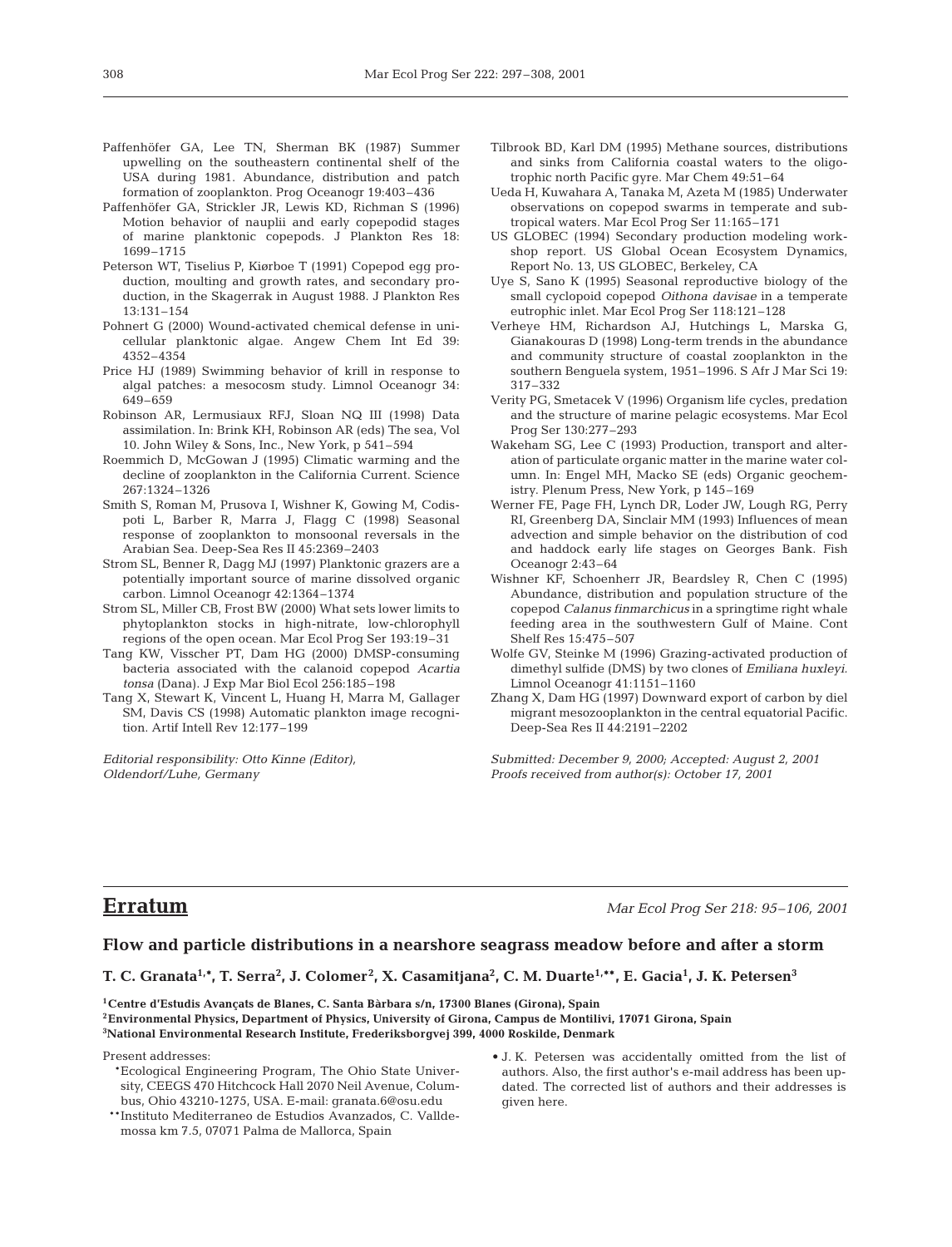Paffenhöfer GA, Lee TN, Sherman BK (1987) Summer upwelling on the southeastern continental shelf of the USA during 1981. Abundance, distribution and patch formation of zooplankton. Prog Oceanogr 19:403–436

Paffenhöfer GA, Strickler JR, Lewis KD, Richman S (1996) Motion behavior of nauplii and early copepodid stages of marine planktonic copepods. J Plankton Res 18: 1699–1715

Peterson WT, Tiselius P, Kiørboe T (1991) Copepod egg production, moulting and growth rates, and secondary production, in the Skagerrak in August 1988. J Plankton Res 13:131–154

Pohnert G (2000) Wound-activated chemical defense in unicellular planktonic algae. Angew Chem Int Ed 39: 4352–4354

Price HJ (1989) Swimming behavior of krill in response to algal patches: a mesocosm study. Limnol Oceanogr 34: 649–659

Robinson AR, Lermusiaux RFJ, Sloan NQ III (1998) Data assimilation. In: Brink KH, Robinson AR (eds) The sea, Vol 10. John Wiley & Sons, Inc., New York, p 541–594

Roemmich D, McGowan J (1995) Climatic warming and the decline of zooplankton in the California Current. Science 267:1324–1326

Smith S, Roman M, Prusova I, Wishner K, Gowing M, Codispoti L, Barber R, Marra J, Flagg C (1998) Seasonal response of zooplankton to monsoonal reversals in the Arabian Sea. Deep-Sea Res II 45:2369–2403

Strom SL, Benner R, Dagg MJ (1997) Planktonic grazers are a potentially important source of marine dissolved organic carbon. Limnol Oceanogr 42:1364–1374

Strom SL, Miller CB, Frost BW (2000) What sets lower limits to phytoplankton stocks in high-nitrate, low-chlorophyll regions of the open ocean. Mar Ecol Prog Ser 193:19–31

Tang KW, Visscher PT, Dam HG (2000) DMSP-consuming bacteria associated with the calanoid copepod *Acartia tonsa* (Dana). J Exp Mar Biol Ecol 256:185–198

Tang X, Stewart K, Vincent L, Huang H, Marra M, Gallager SM, Davis CS (1998) Automatic plankton image recognition. Artif Intell Rev 12:177–199

Tilbrook BD, Karl DM (1995) Methane sources, distributions and sinks from California coastal waters to the oligotrophic north Pacific gyre. Mar Chem 49:51–64

Ueda H, Kuwahara A, Tanaka M, Azeta M (1985) Underwater observations on copepod swarms in temperate and subtropical waters. Mar Ecol Prog Ser 11:165–171

US GLOBEC (1994) Secondary production modeling workshop report. US Global Ocean Ecosystem Dynamics, Report No. 13, US GLOBEC, Berkeley, CA

Uye S, Sano K (1995) Seasonal reproductive biology of the small cyclopoid copepod *Oithona davisae* in a temperate eutrophic inlet. Mar Ecol Prog Ser 118:121–128

Verheye HM, Richardson AJ, Hutchings L, Marska G, Gianakouras D (1998) Long-term trends in the abundance and community structure of coastal zooplankton in the southern Benguela system, 1951–1996. S Afr J Mar Sci 19: 317–332

Verity PG, Smetacek V (1996) Organism life cycles, predation and the structure of marine pelagic ecosystems. Mar Ecol Prog Ser 130:277–293

Wakeham SG, Lee C (1993) Production, transport and alteration of particulate organic matter in the marine water column. In: Engel MH, Macko SE (eds) Organic geochemistry. Plenum Press, New York, p 145–169

Werner FE, Page FH, Lynch DR, Loder JW, Lough RG, Perry RI, Greenberg DA, Sinclair MM (1993) Influences of mean advection and simple behavior on the distribution of cod and haddock early life stages on Georges Bank. Fish Oceanogr 2:43–64

Wishner KF, Schoenherr JR, Beardsley R, Chen C (1995) Abundance, distribution and population structure of the copepod *Calanus finmarchicus* in a springtime right whale feeding area in the southwestern Gulf of Maine. Cont Shelf Res 15:475–507

Wolfe GV, Steinke M (1996) Grazing-activated production of dimethyl sulfide (DMS) by two clones of *Emiliana huxleyi*. Limnol Oceanogr 41:1151–1160

Zhang X, Dam HG (1997) Downward export of carbon by diel migrant mesozooplankton in the central equatorial Pacific. Deep-Sea Res II 44:2191–2202

*Editorial responsibility: Otto Kinne (Editor), Oldendorf/Luhe, Germany*

*Submitted: December 9, 2000; Accepted: August 2, 2001*
*Proofs received from author(s): October 17, 2001*

## Erratum

*Mar Ecol Prog Ser 218: 95–106, 2001*

### Flow and particle distributions in a nearshore seagrass meadow before and after a storm

**T. C. Granata[1,*], T. Serra[2], J. Colomer[2], X. Casamitjana[2], C. M. Duarte[1,**], E. Gacia[1], J. K. Petersen[3]**

**[1]Centre d'Estudis Avançats de Blanes, C. Santa Bàrbara s/n, 17300 Blanes (Girona), Spain**
**[2]Environmental Physics, Department of Physics, University of Girona, Campus de Montilivi, 17071 Girona, Spain**
**[3]National Environmental Research Institute, Frederiksborgvej 399, 4000 Roskilde, Denmark**

Present addresses:
*Ecological Engineering Program, The Ohio State University, CEEGS 470 Hitchcock Hall 2070 Neil Avenue, Columbus, Ohio 43210-1275, USA. E-mail: granata.6@osu.edu
**Instituto Mediterraneo de Estudios Avanzados, C. Valldemossa km 7.5, 07071 Palma de Mallorca, Spain

- J. K. Petersen was accidentally omitted from the list of authors. Also, the first author's e-mail address has been updated. The corrected list of authors and their addresses is given here.